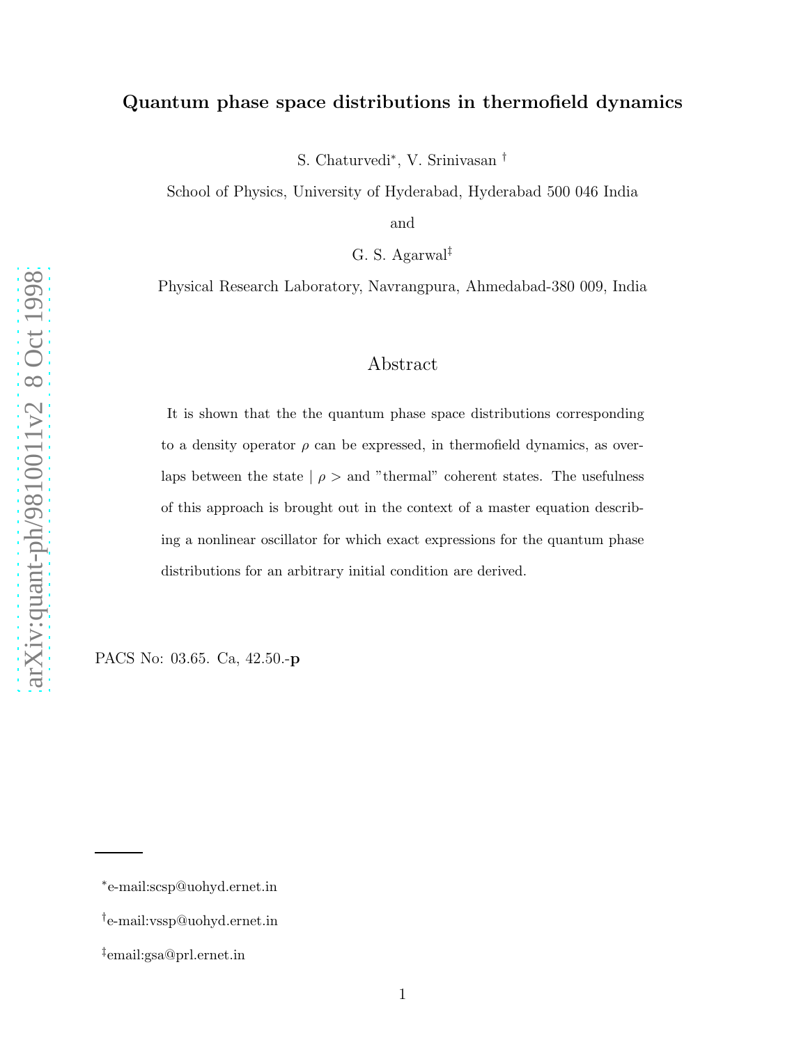# Quantum phase space distributions in thermofield dynamics

S. Chaturvedi[*], V. Srinivasan [†]

School of Physics, University of Hyderabad, Hyderabad 500 046 India

and

G. S. Agarwal[‡]

Physical Research Laboratory, Navrangpura, Ahmedabad-380 009, India

## Abstract

It is shown that the the quantum phase space distributions corresponding to a density operator $\rho$ can be expressed, in thermofield dynamics, as overlaps between the state $\mid \rho >$ and "thermal" coherent states. The usefulness of this approach is brought out in the context of a master equation describing a nonlinear oscillator for which exact expressions for the quantum phase distributions for an arbitrary initial condition are derived.

PACS No: 03.65. Ca, 42.50.-**p**

---

[*] e-mail:scsp@uohyd.ernet.in

[†] e-mail:vssp@uohyd.ernet.in

[‡] email:gsa@prl.ernet.in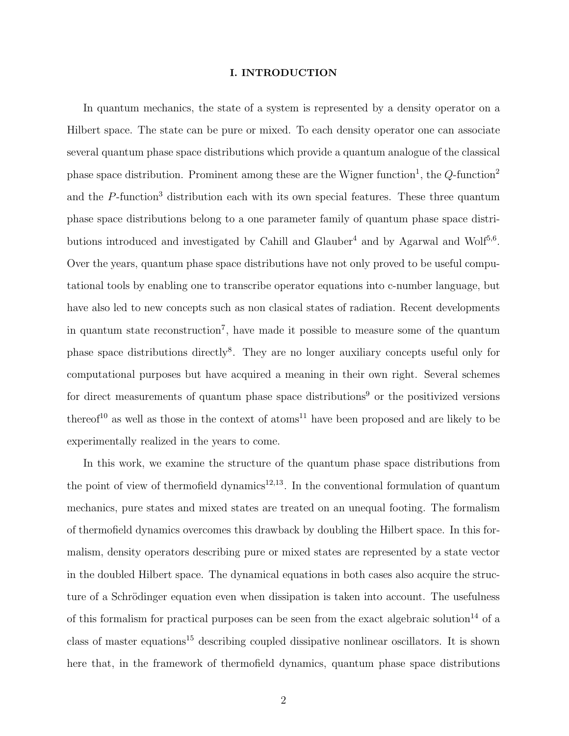## I. INTRODUCTION

In quantum mechanics, the state of a system is represented by a density operator on a Hilbert space. The state can be pure or mixed. To each density operator one can associate several quantum phase space distributions which provide a quantum analogue of the classical phase space distribution. Prominent among these are the Wigner function[1], the $Q$-function[2] and the $P$-function[3] distribution each with its own special features. These three quantum phase space distributions belong to a one parameter family of quantum phase space distributions introduced and investigated by Cahill and Glauber[4] and by Agarwal and Wolf[5,6]. Over the years, quantum phase space distributions have not only proved to be useful computational tools by enabling one to transcribe operator equations into c-number language, but have also led to new concepts such as non clasical states of radiation. Recent developments in quantum state reconstruction[7], have made it possible to measure some of the quantum phase space distributions directly[8]. They are no longer auxiliary concepts useful only for computational purposes but have acquired a meaning in their own right. Several schemes for direct measurements of quantum phase space distributions[9] or the positivized versions thereof[10] as well as those in the context of atoms[11] have been proposed and are likely to be experimentally realized in the years to come.

In this work, we examine the structure of the quantum phase space distributions from the point of view of thermofield dynamics[12,13]. In the conventional formulation of quantum mechanics, pure states and mixed states are treated on an unequal footing. The formalism of thermofield dynamics overcomes this drawback by doubling the Hilbert space. In this formalism, density operators describing pure or mixed states are represented by a state vector in the doubled Hilbert space. The dynamical equations in both cases also acquire the structure of a Schrödinger equation even when dissipation is taken into account. The usefulness of this formalism for practical purposes can be seen from the exact algebraic solution[14] of a class of master equations[15] describing coupled dissipative nonlinear oscillators. It is shown here that, in the framework of thermofield dynamics, quantum phase space distributions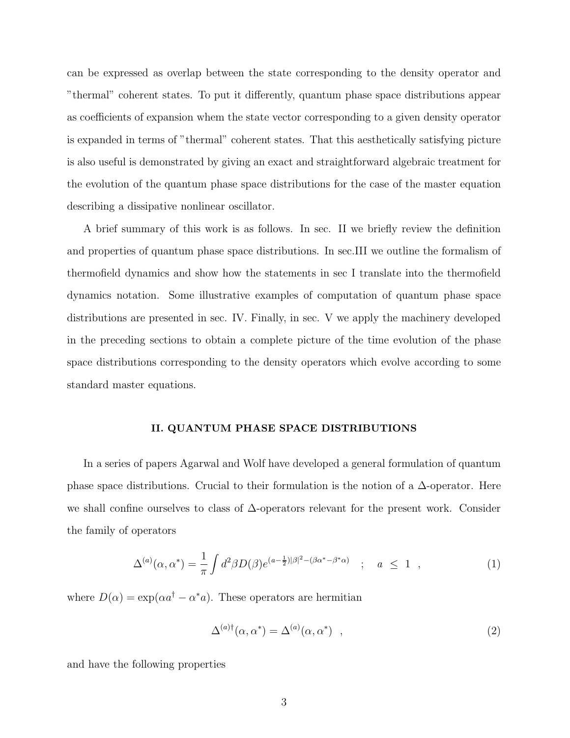can be expressed as overlap between the state corresponding to the density operator and "thermal" coherent states. To put it differently, quantum phase space distributions appear as coefficients of expansion whem the state vector corresponding to a given density operator is expanded in terms of "thermal" coherent states. That this aesthetically satisfying picture is also useful is demonstrated by giving an exact and straightforward algebraic treatment for the evolution of the quantum phase space distributions for the case of the master equation describing a dissipative nonlinear oscillator.

A brief summary of this work is as follows. In sec. II we briefly review the definition and properties of quantum phase space distributions. In sec.III we outline the formalism of thermofield dynamics and show how the statements in sec I translate into the thermofield dynamics notation. Some illustrative examples of computation of quantum phase space distributions are presented in sec. IV. Finally, in sec. V we apply the machinery developed in the preceding sections to obtain a complete picture of the time evolution of the phase space distributions corresponding to the density operators which evolve according to some standard master equations.

## II. QUANTUM PHASE SPACE DISTRIBUTIONS

In a series of papers Agarwal and Wolf have developed a general formulation of quantum phase space distributions. Crucial to their formulation is the notion of a $\Delta$-operator. Here we shall confine ourselves to class of $\Delta$-operators relevant for the present work. Consider the family of operators

$$\Delta^{(a)}(\alpha,\alpha^*) = \frac{1}{\pi}\int d^2\beta D(\beta) e^{(a-\frac{1}{2})|\beta|^2-(\beta\alpha^*-\beta^*\alpha)} \quad ; \quad a \leq 1 \;, \tag{1}$$

where $D(\alpha) = \exp(\alpha a^\dagger - \alpha^* a)$. These operators are hermitian

$$\Delta^{(a)\dagger}(\alpha,\alpha^*) = \Delta^{(a)}(\alpha,\alpha^*) \;\;, \tag{2}$$

and have the following properties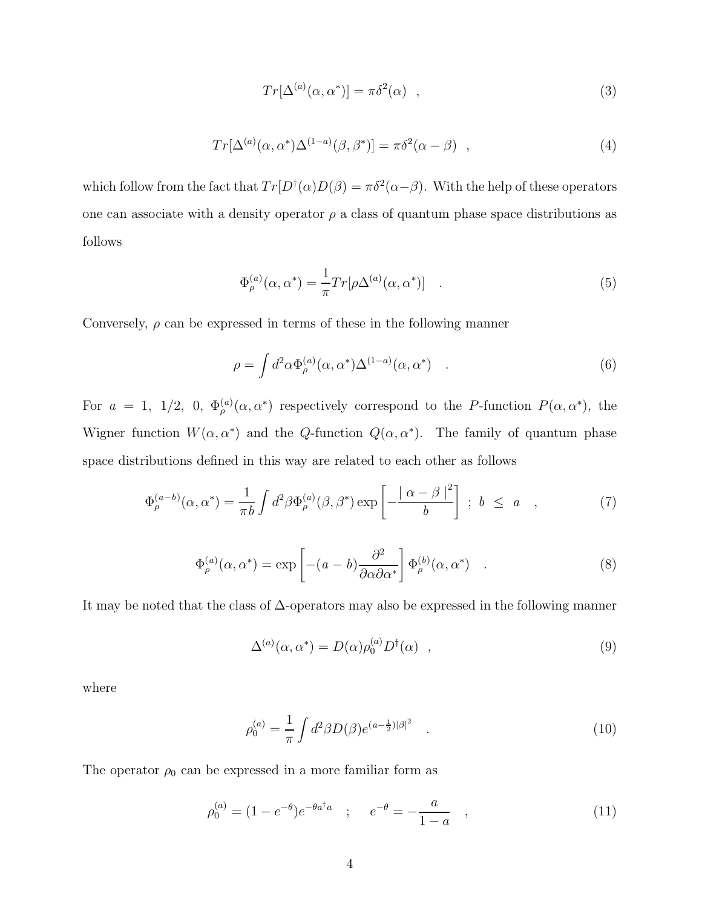$$Tr[\Delta^{(a)}(\alpha, \alpha^*)] = \pi\delta^2(\alpha) \quad , \tag{3}$$

$$Tr[\Delta^{(a)}(\alpha, \alpha^*)\Delta^{(1-a)}(\beta, \beta^*)] = \pi\delta^2(\alpha - \beta) \quad , \tag{4}$$

which follow from the fact that $Tr[D^\dagger(\alpha)D(\beta) = \pi\delta^2(\alpha-\beta)$. With the help of these operators one can associate with a density operator $\rho$ a class of quantum phase space distributions as follows

$$\Phi_\rho^{(a)}(\alpha, \alpha^*) = \frac{1}{\pi} Tr[\rho\Delta^{(a)}(\alpha, \alpha^*)] \quad . \tag{5}$$

Conversely, $\rho$ can be expressed in terms of these in the following manner

$$\rho = \int d^2\alpha \Phi_\rho^{(a)}(\alpha, \alpha^*)\Delta^{(1-a)}(\alpha, \alpha^*) \quad . \tag{6}$$

For $a = 1, \ 1/2, \ 0$, $\Phi_\rho^{(a)}(\alpha, \alpha^*)$ respectively correspond to the $P$-function $P(\alpha, \alpha^*)$, the Wigner function $W(\alpha, \alpha^*)$ and the $Q$-function $Q(\alpha, \alpha^*)$. The family of quantum phase space distributions defined in this way are related to each other as follows

$$\Phi_\rho^{(a-b)}(\alpha, \alpha^*) = \frac{1}{\pi b} \int d^2\beta \Phi_\rho^{(a)}(\beta, \beta^*) \exp\left[-\frac{|\alpha - \beta|^2}{b}\right] \ ; \ b \ \leq \ a \quad , \tag{7}$$

$$\Phi_\rho^{(a)}(\alpha, \alpha^*) = \exp\left[-(a-b)\frac{\partial^2}{\partial\alpha\partial\alpha^*}\right]\Phi_\rho^{(b)}(\alpha, \alpha^*) \quad . \tag{8}$$

It may be noted that the class of $\Delta$-operators may also be expressed in the following manner

$$\Delta^{(a)}(\alpha, \alpha^*) = D(\alpha)\rho_0^{(a)}D^\dagger(\alpha) \quad , \tag{9}$$

where

$$\rho_0^{(a)} = \frac{1}{\pi} \int d^2\beta D(\beta) e^{(a-\frac{1}{2})|\beta|^2} \quad . \tag{10}$$

The operator $\rho_0$ can be expressed in a more familiar form as

$$\rho_0^{(a)} = (1 - e^{-\theta})e^{-\theta a^\dagger a} \quad ; \quad e^{-\theta} = -\frac{a}{1-a} \quad , \tag{11}$$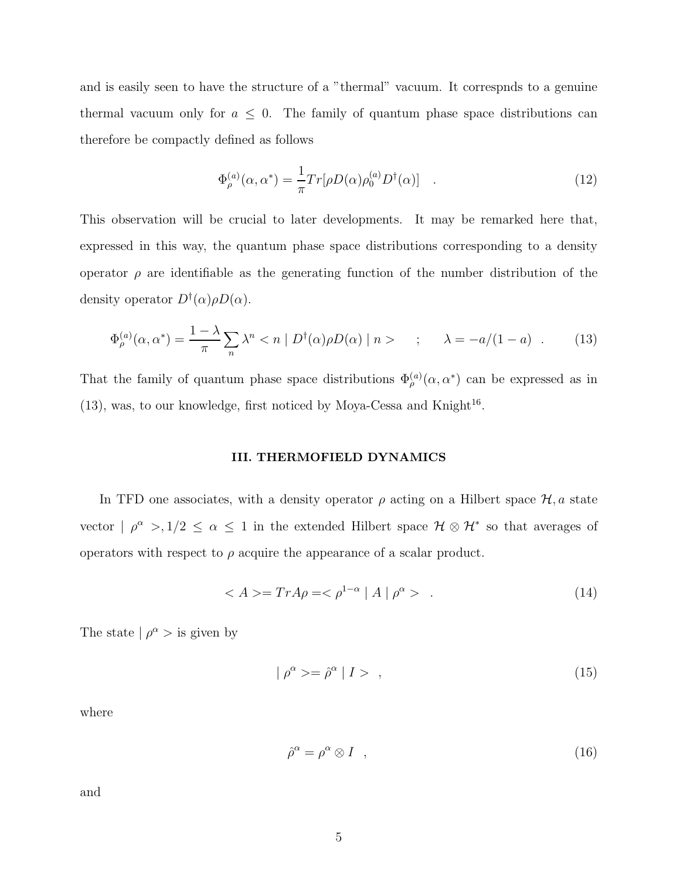and is easily seen to have the structure of a "thermal" vacuum. It correspnds to a genuine thermal vacuum only for $a \leq 0$. The family of quantum phase space distributions can therefore be compactly defined as follows

$$\Phi_\rho^{(a)}(\alpha, \alpha^*) = \frac{1}{\pi} Tr[\rho D(\alpha) \rho_0^{(a)} D^\dagger(\alpha)] \quad . \tag{12}$$

This observation will be crucial to later developments. It may be remarked here that, expressed in this way, the quantum phase space distributions corresponding to a density operator $\rho$ are identifiable as the generating function of the number distribution of the density operator $D^\dagger(\alpha)\rho D(\alpha)$.

$$\Phi_\rho^{(a)}(\alpha, \alpha^*) = \frac{1-\lambda}{\pi} \sum_n \lambda^n < n \mid D^\dagger(\alpha) \rho D(\alpha) \mid n > \quad ; \quad \lambda = -a/(1-a) \quad . \tag{13}$$

That the family of quantum phase space distributions $\Phi_\rho^{(a)}(\alpha, \alpha^*)$ can be expressed as in (13), was, to our knowledge, first noticed by Moya-Cessa and Knight[16].

## III. THERMOFIELD DYNAMICS

In TFD one associates, with a density operator $\rho$ acting on a Hilbert space $\mathcal{H}$, a state vector $\mid \rho^\alpha >, 1/2 \leq \alpha \leq 1$ in the extended Hilbert space $\mathcal{H} \otimes \mathcal{H}^*$ so that averages of operators with respect to $\rho$ acquire the appearance of a scalar product.

$$< A >= Tr A\rho =< \rho^{1-\alpha} \mid A \mid \rho^\alpha > \quad . \tag{14}$$

The state $\mid \rho^\alpha >$ is given by

$$\mid \rho^\alpha >= \hat{\rho}^\alpha \mid I > \quad , \tag{15}$$

where

$$\hat{\rho}^\alpha = \rho^\alpha \otimes I \quad , \tag{16}$$

and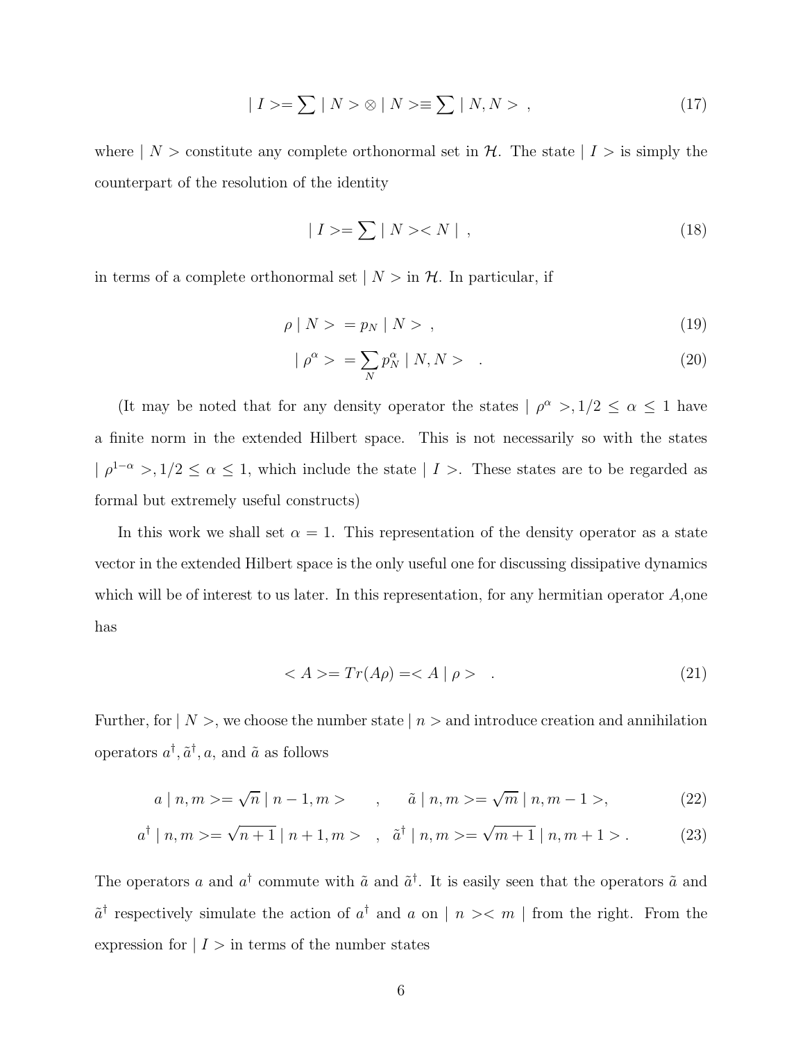$$| I > = \sum | N > \otimes | N > \equiv \sum | N, N > \ , \tag{17}$$

where $| N >$ constitute any complete orthonormal set in $\mathcal{H}$. The state $| I >$ is simply the counterpart of the resolution of the identity

$$| I > = \sum | N >< N | \ , \tag{18}$$

in terms of a complete orthonormal set $| N >$ in $\mathcal{H}$. In particular, if

$$\rho \mid N > \ = p_N \mid N > \ , \tag{19}$$

$$| \rho^\alpha > \ = \sum_N p_N^\alpha \mid N, N > \quad . \tag{20}$$

(It may be noted that for any density operator the states $| \rho^\alpha >, 1/2 \leq \alpha \leq 1$ have a finite norm in the extended Hilbert space. This is not necessarily so with the states $| \rho^{1-\alpha} >, 1/2 \leq \alpha \leq 1$, which include the state $| I >$. These states are to be regarded as formal but extremely useful constructs)

In this work we shall set $\alpha = 1$. This representation of the density operator as a state vector in the extended Hilbert space is the only useful one for discussing dissipative dynamics which will be of interest to us later. In this representation, for any hermitian operator $A$,one has

$$< A > = Tr(A\rho) = < A \mid \rho > \quad . \tag{21}$$

Further, for $| N >$, we choose the number state $| n >$ and introduce creation and annihilation operators $a^\dagger, \tilde{a}^\dagger, a$, and $\tilde{a}$ as follows

$$a \mid n, m > = \sqrt{n} \mid n-1, m > \qquad , \qquad \tilde{a} \mid n, m > = \sqrt{m} \mid n, m-1 >, \tag{22}$$

$$a^\dagger \mid n, m > = \sqrt{n+1} \mid n+1, m > \quad , \quad \tilde{a}^\dagger \mid n, m > = \sqrt{m+1} \mid n, m+1 > . \tag{23}$$

The operators $a$ and $a^\dagger$ commute with $\tilde{a}$ and $\tilde{a}^\dagger$. It is easily seen that the operators $\tilde{a}$ and $\tilde{a}^\dagger$ respectively simulate the action of $a^\dagger$ and $a$ on $| n >< m |$ from the right. From the expression for $| I >$ in terms of the number states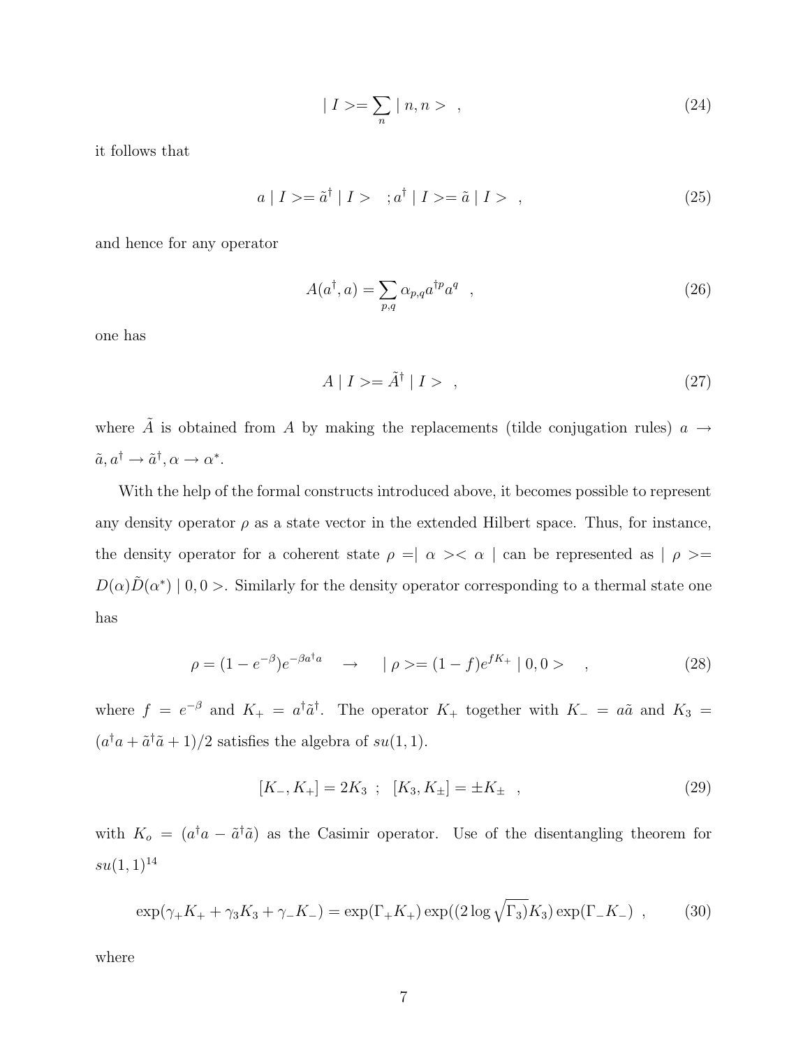$$| I >= \sum_n | n, n > \quad , \tag{24}$$

it follows that

$$a | I >= \tilde{a}^\dagger | I > \quad ; a^\dagger | I >= \tilde{a} | I > \quad , \tag{25}$$

and hence for any operator

$$A(a^\dagger, a) = \sum_{p,q} \alpha_{p,q} a^{\dagger p} a^q \quad , \tag{26}$$

one has

$$A | I >= \tilde{A}^\dagger | I > \quad , \tag{27}$$

where $\tilde{A}$ is obtained from $A$ by making the replacements (tilde conjugation rules) $a \rightarrow \tilde{a}, a^\dagger \rightarrow \tilde{a}^\dagger, \alpha \rightarrow \alpha^*$.

With the help of the formal constructs introduced above, it becomes possible to represent any density operator $\rho$ as a state vector in the extended Hilbert space. Thus, for instance, the density operator for a coherent state $\rho =| \alpha >< \alpha |$ can be represented as $| \rho >= D(\alpha)\tilde{D}(\alpha^*) | 0, 0 >$. Similarly for the density operator corresponding to a thermal state one has

$$\rho = (1 - e^{-\beta}) e^{-\beta a^\dagger a} \quad \rightarrow \quad | \rho >= (1 - f) e^{f K_+} | 0, 0 > \quad , \tag{28}$$

where $f = e^{-\beta}$ and $K_+ = a^\dagger \tilde{a}^\dagger$. The operator $K_+$ together with $K_- = a\tilde{a}$ and $K_3 = (a^\dagger a + \tilde{a}^\dagger \tilde{a} + 1)/2$ satisfies the algebra of $su(1, 1)$.

$$[K_-, K_+] = 2K_3 \ ; \ \ [K_3, K_\pm] = \pm K_\pm \quad , \tag{29}$$

with $K_o = (a^\dagger a - \tilde{a}^\dagger \tilde{a})$ as the Casimir operator. Use of the disentangling theorem for $su(1, 1)$[14]

$$\exp(\gamma_+ K_+ + \gamma_3 K_3 + \gamma_- K_-) = \exp(\Gamma_+ K_+) \exp((2 \log \sqrt{\Gamma_3}) K_3) \exp(\Gamma_- K_-) \ , \tag{30}$$

where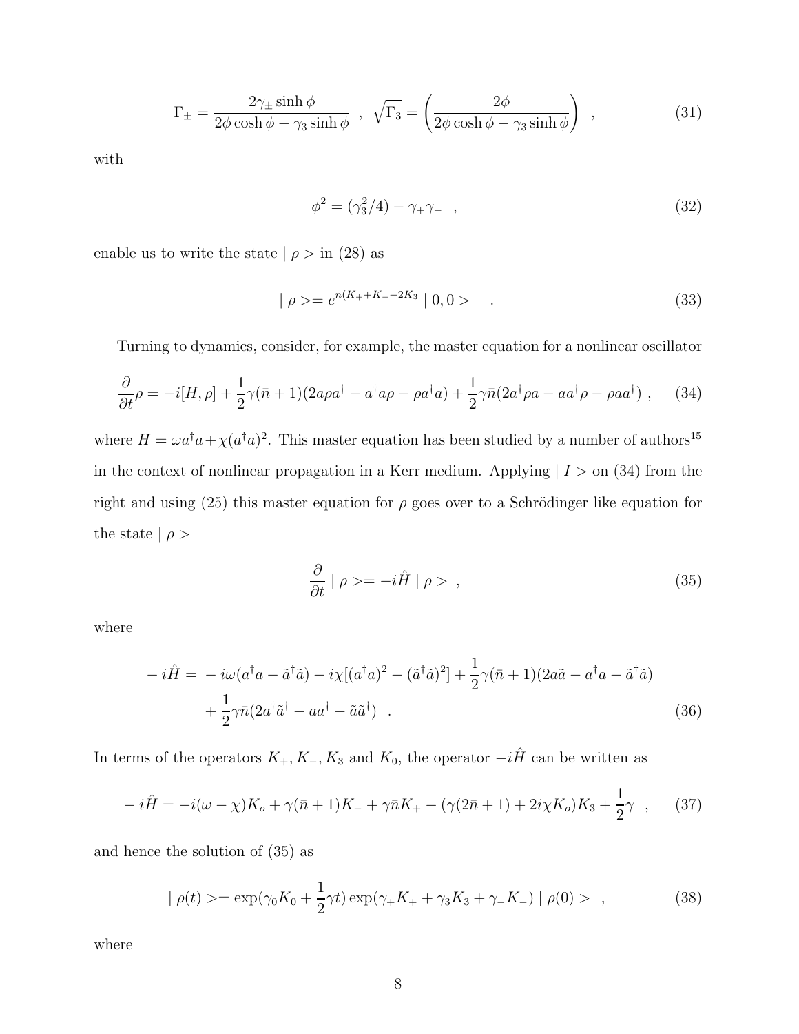$$\Gamma_\pm = \frac{2\gamma_\pm \sinh\phi}{2\phi\cosh\phi - \gamma_3 \sinh\phi} \ \ , \ \ \sqrt{\Gamma_3} = \left(\frac{2\phi}{2\phi\cosh\phi - \gamma_3\sinh\phi}\right) \ \ , \tag{31}$$

with

$$\phi^2 = (\gamma_3^2/4) - \gamma_+\gamma_- \ \ , \tag{32}$$

enable us to write the state $\mid \rho >$ in (28) as

$$\mid \rho >= e^{\bar{n}(K_+ + K_- - 2K_3} \mid 0, 0 > \quad . \tag{33}$$

Turning to dynamics, consider, for example, the master equation for a nonlinear oscillator

$$\frac{\partial}{\partial t}\rho = -i[H,\rho] + \frac{1}{2}\gamma(\bar{n}+1)(2a\rho a^\dagger - a^\dagger a \rho - \rho a^\dagger a) + \frac{1}{2}\gamma\bar{n}(2a^\dagger \rho a - aa^\dagger \rho - \rho a a^\dagger) \ , \tag{34}$$

where $H = \omega a^\dagger a + \chi(a^\dagger a)^2$. This master equation has been studied by a number of authors[15] in the context of nonlinear propagation in a Kerr medium. Applying $\mid I >$ on (34) from the right and using (25) this master equation for $\rho$ goes over to a Schrödinger like equation for the state $\mid \rho >$

$$\frac{\partial}{\partial t} \mid \rho >= -i\hat{H} \mid \rho > \ , \tag{35}$$

where

$$\begin{aligned} -i\hat{H} = & -i\omega(a^\dagger a - \tilde{a}^\dagger \tilde{a}) - i\chi[(a^\dagger a)^2 - (\tilde{a}^\dagger \tilde{a})^2] + \frac{1}{2}\gamma(\bar{n}+1)(2a\tilde{a} - a^\dagger a - \tilde{a}^\dagger \tilde{a}) \\ & + \frac{1}{2}\gamma\bar{n}(2a^\dagger \tilde{a}^\dagger - aa^\dagger - \tilde{a}\tilde{a}^\dagger) \ \ . \end{aligned} \tag{36}$$

In terms of the operators $K_+, K_-, K_3$ and $K_0$, the operator $-i\hat{H}$ can be written as

$$-i\hat{H} = -i(\omega - \chi)K_o + \gamma(\bar{n}+1)K_- + \gamma\bar{n}K_+ - (\gamma(2\bar{n}+1) + 2i\chi K_o)K_3 + \frac{1}{2}\gamma \ \ , \tag{37}$$

and hence the solution of (35) as

$$\mid \rho(t) >= \exp(\gamma_0 K_0 + \frac{1}{2}\gamma t)\exp(\gamma_+ K_+ + \gamma_3 K_3 + \gamma_- K_-) \mid \rho(0) > \ \ , \tag{38}$$

where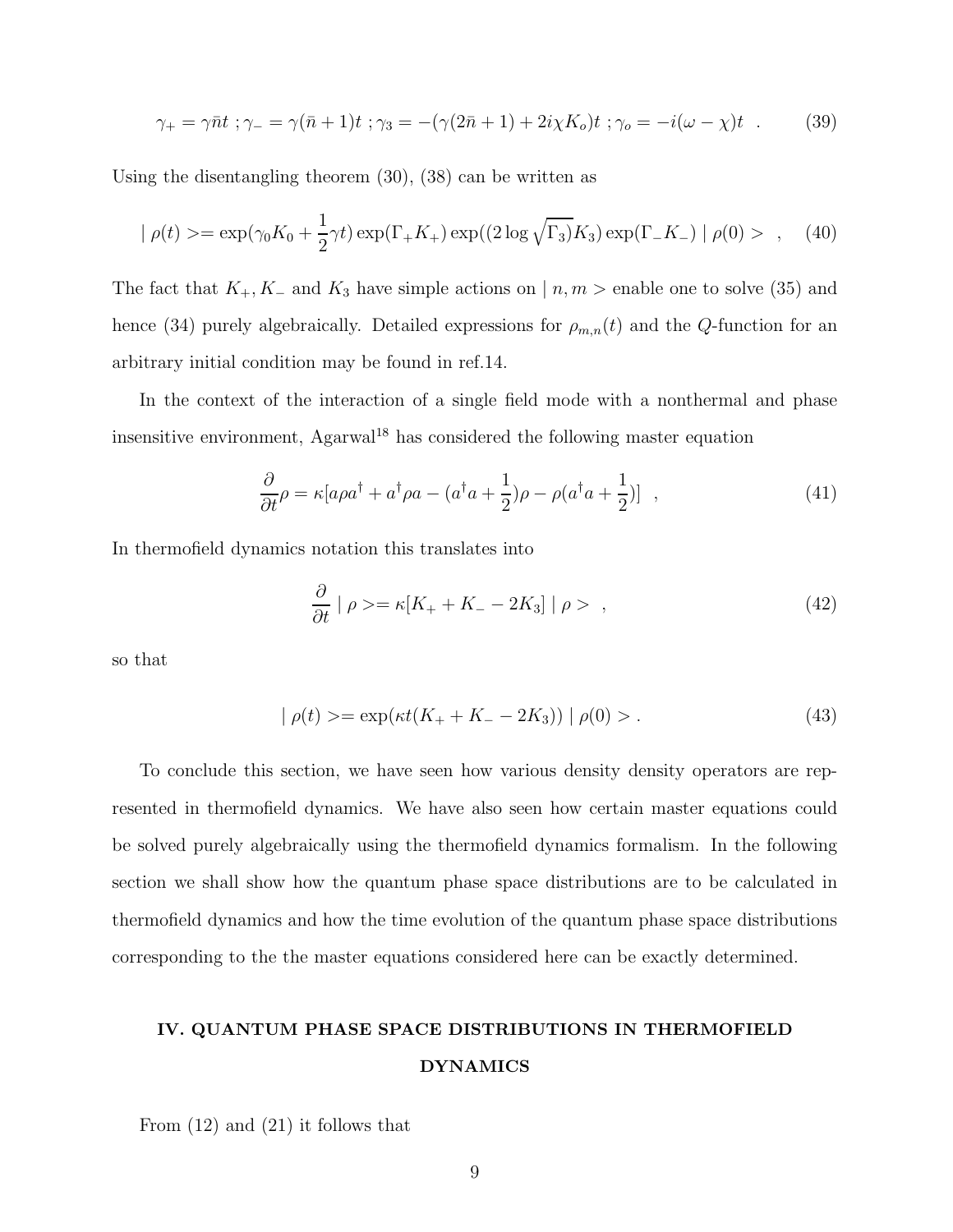$$\gamma_+ = \gamma\bar{n}t \; ; \gamma_- = \gamma(\bar{n}+1)t \; ; \gamma_3 = -(\gamma(2\bar{n}+1) + 2i\chi K_o)t \; ; \gamma_o = -i(\omega - \chi)t \quad . \tag{39}$$

Using the disentangling theorem (30), (38) can be written as

$$\mid \rho(t) >= \exp(\gamma_0 K_0 + \frac{1}{2}\gamma t) \exp(\Gamma_+ K_+) \exp((2 \log \sqrt{\Gamma_3}) K_3) \exp(\Gamma_- K_-) \mid \rho(0) > \quad , \tag{40}$$

The fact that $K_+, K_-$ and $K_3$ have simple actions on $\mid n, m >$ enable one to solve (35) and hence (34) purely algebraically. Detailed expressions for $\rho_{m,n}(t)$ and the $Q$-function for an arbitrary initial condition may be found in ref.14.

In the context of the interaction of a single field mode with a nonthermal and phase insensitive environment, Agarwal[18] has considered the following master equation

$$\frac{\partial}{\partial t}\rho = \kappa[a\rho a^\dagger + a^\dagger \rho a - (a^\dagger a + \frac{1}{2})\rho - \rho(a^\dagger a + \frac{1}{2})] \quad , \tag{41}$$

In thermofield dynamics notation this translates into

$$\frac{\partial}{\partial t} \mid \rho >= \kappa[K_+ + K_- - 2K_3] \mid \rho > \quad , \tag{42}$$

so that

$$\mid \rho(t) >= \exp(\kappa t(K_+ + K_- - 2K_3)) \mid \rho(0) > . \tag{43}$$

To conclude this section, we have seen how various density density operators are represented in thermofield dynamics. We have also seen how certain master equations could be solved purely algebraically using the thermofield dynamics formalism. In the following section we shall show how the quantum phase space distributions are to be calculated in thermofield dynamics and how the time evolution of the quantum phase space distributions corresponding to the the master equations considered here can be exactly determined.

## IV. QUANTUM PHASE SPACE DISTRIBUTIONS IN THERMOFIELD DYNAMICS

From (12) and (21) it follows that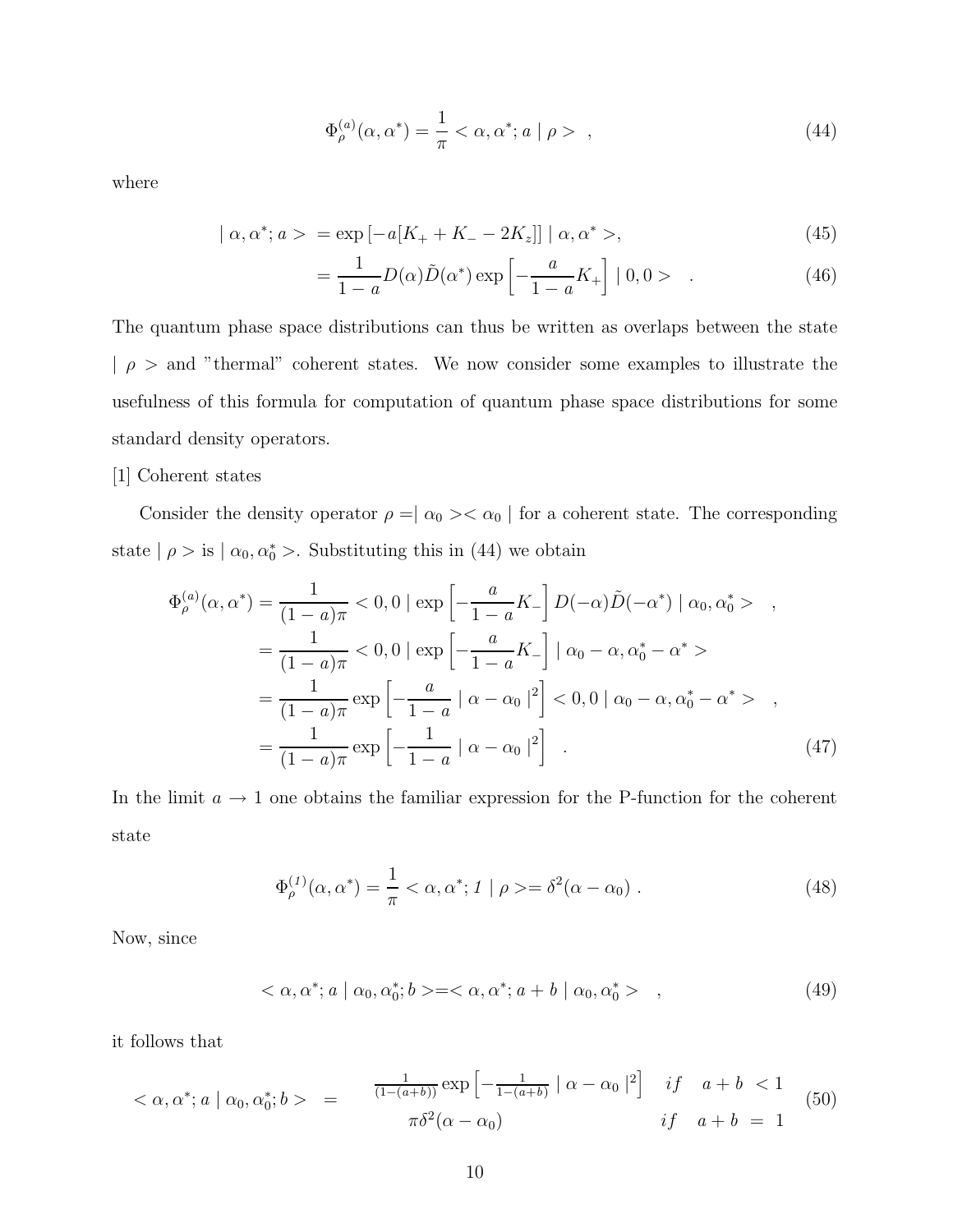$$\Phi_\rho^{(a)}(\alpha, \alpha^*) = \frac{1}{\pi} < \alpha, \alpha^*; a \mid \rho > \quad , \tag{44}$$

where

$$\begin{aligned} \mid \alpha, \alpha^*; a > &= \exp\left[-a[K_+ + K_- - 2K_z]\right] \mid \alpha, \alpha^* >, \qquad (45) \\ &= \frac{1}{1-a} D(\alpha)\tilde{D}(\alpha^*) \exp\left[-\frac{a}{1-a}K_+\right] \mid 0, 0 > \quad . \qquad (46) \end{aligned}$$

The quantum phase space distributions can thus be written as overlaps between the state $\mid \rho >$ and "thermal" coherent states. We now consider some examples to illustrate the usefulness of this formula for computation of quantum phase space distributions for some standard density operators.

[1] Coherent states

Consider the density operator $\rho = \mid \alpha_0 >< \alpha_0 \mid$ for a coherent state. The corresponding state $\mid \rho >$ is $\mid \alpha_0, \alpha_0^* >$. Substituting this in (44) we obtain

$$\begin{aligned} \Phi_\rho^{(a)}(\alpha, \alpha^*) &= \frac{1}{(1-a)\pi} < 0, 0 \mid \exp\left[-\frac{a}{1-a}K_-\right] D(-\alpha)\tilde{D}(-\alpha^*) \mid \alpha_0, \alpha_0^* > \quad , \\ &= \frac{1}{(1-a)\pi} < 0, 0 \mid \exp\left[-\frac{a}{1-a}K_-\right] \mid \alpha_0 - \alpha, \alpha_0^* - \alpha^* > \\ &= \frac{1}{(1-a)\pi} \exp\left[-\frac{a}{1-a} \mid \alpha - \alpha_0 \mid^2\right] < 0, 0 \mid \alpha_0 - \alpha, \alpha_0^* - \alpha^* > \quad , \\ &= \frac{1}{(1-a)\pi} \exp\left[-\frac{1}{1-a} \mid \alpha - \alpha_0 \mid^2\right] \quad . \qquad (47) \end{aligned}$$

In the limit $a \to 1$ one obtains the familiar expression for the P-function for the coherent state

$$\Phi_\rho^{(1)}(\alpha, \alpha^*) = \frac{1}{\pi} < \alpha, \alpha^*; 1 \mid \rho > = \delta^2(\alpha - \alpha_0) \, . \tag{48}$$

Now, since

$$< \alpha, \alpha^*; a \mid \alpha_0, \alpha_0^*; b > = < \alpha, \alpha^*; a + b \mid \alpha_0, \alpha_0^* > \quad , \tag{49}$$

it follows that

$$< \alpha, \alpha^*; a \mid \alpha_0, \alpha_0^*; b > \quad = \quad \begin{array}{ll} \frac{1}{(1-(a+b))} \exp\left[-\frac{1}{1-(a+b)} \mid \alpha - \alpha_0 \mid^2\right] & if \quad a + b \; < 1 \\ \pi \delta^2(\alpha - \alpha_0) & if \quad a + b \; = \; 1 \end{array} \tag{50}$$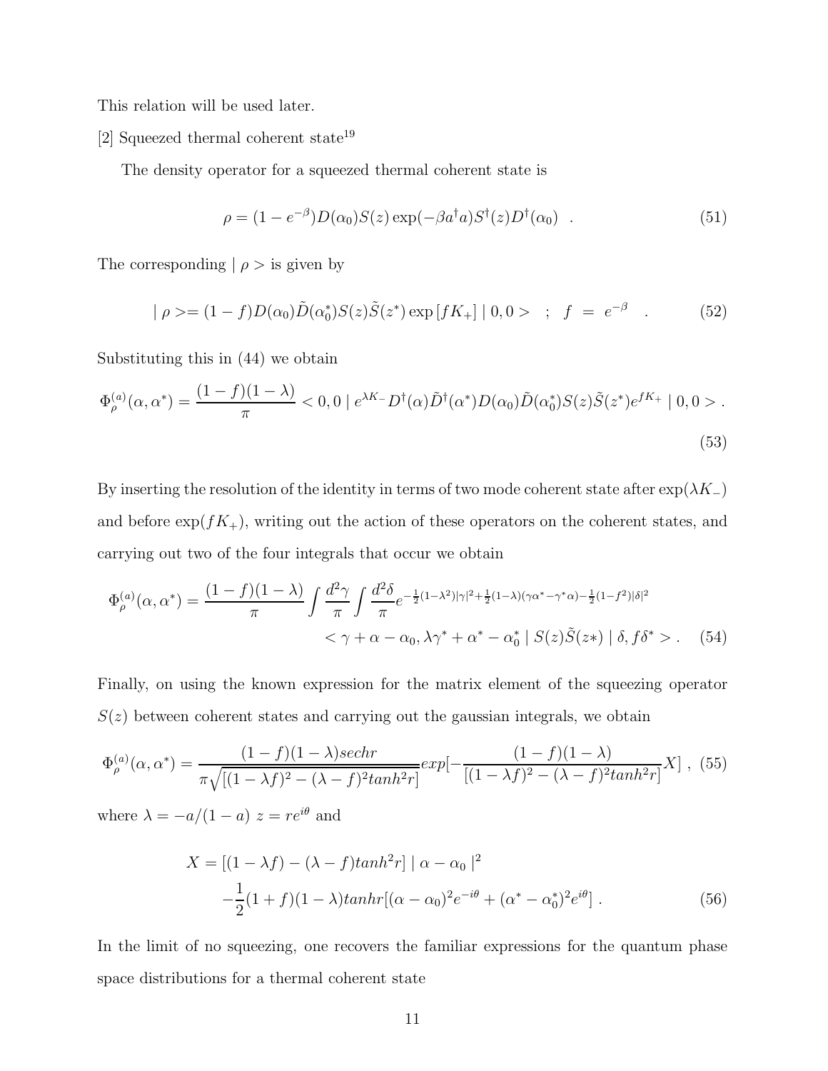This relation will be used later.

[2] Squeezed thermal coherent state[19]

The density operator for a squeezed thermal coherent state is

$$\rho = (1 - e^{-\beta}) D(\alpha_0) S(z) \exp(-\beta a^\dagger a) S^\dagger(z) D^\dagger(\alpha_0) \quad . \tag{51}$$

The corresponding $\mid \rho >$ is given by

$$\mid \rho >= (1-f) D(\alpha_0) \tilde{D}(\alpha_0^*) S(z) \tilde{S}(z^*) \exp\left[f K_+\right] \mid 0, 0 > \quad ; \quad f \; = \; e^{-\beta} \quad . \tag{52}$$

Substituting this in (44) we obtain

$$\Phi_\rho^{(a)}(\alpha, \alpha^*) = \frac{(1-f)(1-\lambda)}{\pi} < 0, 0 \mid e^{\lambda K_-} D^\dagger(\alpha) \tilde{D}^\dagger(\alpha^*) D(\alpha_0) \tilde{D}(\alpha_0^*) S(z) \tilde{S}(z^*) e^{f K_+} \mid 0, 0 > . \tag{53}$$

By inserting the resolution of the identity in terms of two mode coherent state after $\exp(\lambda K_-)$ and before $\exp(f K_+)$, writing out the action of these operators on the coherent states, and carrying out two of the four integrals that occur we obtain

$$\begin{aligned} \Phi_\rho^{(a)}(\alpha, \alpha^*) = \frac{(1-f)(1-\lambda)}{\pi} \int \frac{d^2\gamma}{\pi} \int \frac{d^2\delta}{\pi} e^{-\frac{1}{2}(1-\lambda^2)|\gamma|^2 + \frac{1}{2}(1-\lambda)(\gamma\alpha^* - \gamma^*\alpha) - \frac{1}{2}(1-f^2)|\delta|^2} \\ < \gamma + \alpha - \alpha_0, \lambda\gamma^* + \alpha^* - \alpha_0^* \mid S(z)\tilde{S}(z*) \mid \delta, f\delta^* > . \end{aligned} \tag{54}$$

Finally, on using the known expression for the matrix element of the squeezing operator $S(z)$ between coherent states and carrying out the gaussian integrals, we obtain

$$\Phi_\rho^{(a)}(\alpha, \alpha^*) = \frac{(1-f)(1-\lambda) sech r}{\pi\sqrt{[(1-\lambda f)^2 - (\lambda - f)^2 tanh^2 r]}} exp[-\frac{(1-f)(1-\lambda)}{[(1-\lambda f)^2 - (\lambda - f)^2 tanh^2 r]} X] \ , \tag{55}$$

where $\lambda = -a/(1-a)$ $z = re^{i\theta}$ and

$$\begin{aligned} X = [(1-\lambda f) - (\lambda - f) tanh^2 r] \mid \alpha - \alpha_0 \mid^2 \\ -\frac{1}{2}(1+f)(1-\lambda) tanh r [(\alpha - \alpha_0)^2 e^{-i\theta} + (\alpha^* - \alpha_0^*)^2 e^{i\theta}] \ . \end{aligned} \tag{56}$$

In the limit of no squeezing, one recovers the familiar expressions for the quantum phase space distributions for a thermal coherent state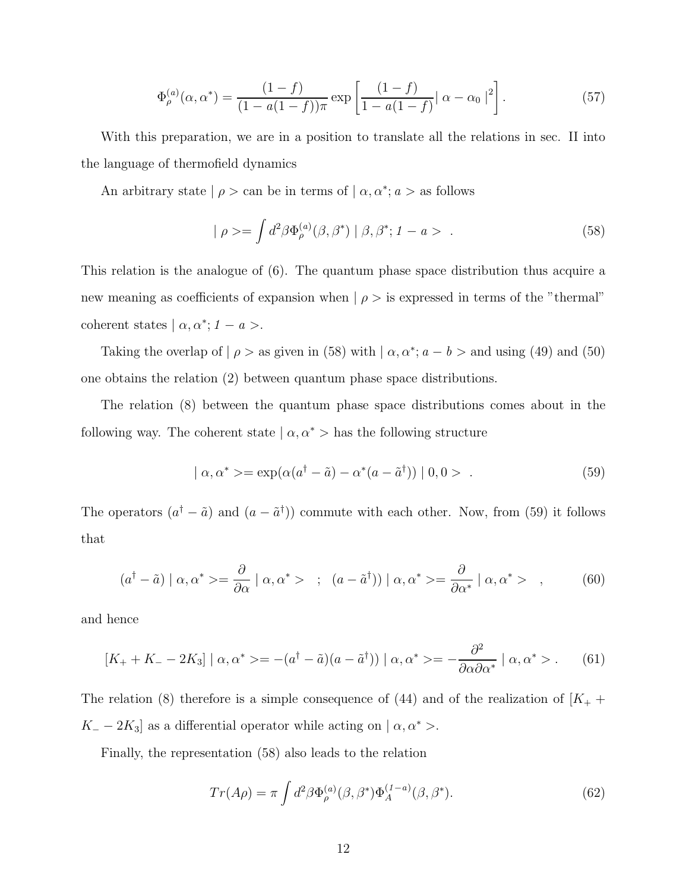$$
\Phi_\rho^{(a)}(\alpha,\alpha^*) = \frac{(1-f)}{(1-a(1-f))\pi} \exp\left[\frac{(1-f)}{1-a(1-f)} \mid \alpha - \alpha_0 \mid^2\right]. \tag{57}
$$

With this preparation, we are in a position to translate all the relations in sec. II into the language of thermofield dynamics

An arbitrary state $\mid \rho >$ can be in terms of $\mid \alpha, \alpha^*; a >$ as follows

$$
\mid \rho >= \int d^2\beta \Phi_\rho^{(a)}(\beta,\beta^*) \mid \beta, \beta^*; \mathit{1} - a > \ . \tag{58}
$$

This relation is the analogue of (6). The quantum phase space distribution thus acquire a new meaning as coefficients of expansion when $\mid \rho >$ is expressed in terms of the "thermal" coherent states $\mid \alpha, \alpha^*; \mathit{1} - a >$.

Taking the overlap of $\mid \rho >$ as given in (58) with $\mid \alpha, \alpha^*; a - b >$ and using (49) and (50) one obtains the relation (2) between quantum phase space distributions.

The relation (8) between the quantum phase space distributions comes about in the following way. The coherent state $\mid \alpha, \alpha^* >$ has the following structure

$$
\mid \alpha, \alpha^* >= \exp(\alpha(a^\dagger - \tilde{a}) - \alpha^*(a - \tilde{a}^\dagger)) \mid 0, 0 > \ . \tag{59}
$$

The operators $(a^\dagger - \tilde{a})$ and $(a - \tilde{a}^\dagger))$ commute with each other. Now, from (59) it follows that

$$
(a^\dagger - \tilde{a}) \mid \alpha, \alpha^* >= \frac{\partial}{\partial \alpha} \mid \alpha, \alpha^* > \quad ; \quad (a - \tilde{a}^\dagger)) \mid \alpha, \alpha^* >= \frac{\partial}{\partial \alpha^*} \mid \alpha, \alpha^* > \quad , \tag{60}
$$

and hence

$$
[K_+ + K_- - 2K_3] \mid \alpha, \alpha^* >= -(a^\dagger - \tilde{a})(a - \tilde{a}^\dagger)) \mid \alpha, \alpha^* >= -\frac{\partial^2}{\partial \alpha \partial \alpha^*} \mid \alpha, \alpha^* > . \tag{61}
$$

The relation (8) therefore is a simple consequence of (44) and of the realization of $[K_+ + K_- - 2K_3]$ as a differential operator while acting on $\mid \alpha, \alpha^* >$.

Finally, the representation (58) also leads to the relation

$$
Tr(A\rho) = \pi \int d^2\beta \Phi_\rho^{(a)}(\beta,\beta^*) \Phi_A^{(\mathit{1}-a)}(\beta,\beta^*). \tag{62}
$$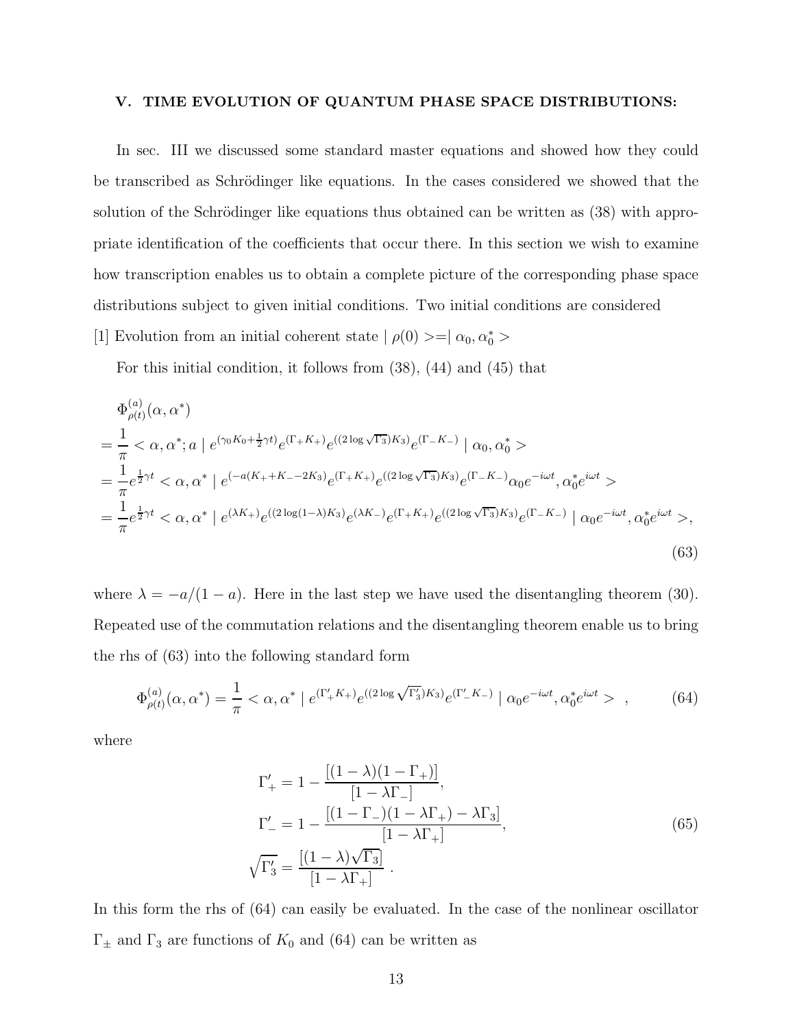## V. TIME EVOLUTION OF QUANTUM PHASE SPACE DISTRIBUTIONS:

In sec. III we discussed some standard master equations and showed how they could be transcribed as Schrödinger like equations. In the cases considered we showed that the solution of the Schrödinger like equations thus obtained can be written as (38) with appropriate identification of the coefficients that occur there. In this section we wish to examine how transcription enables us to obtain a complete picture of the corresponding phase space distributions subject to given initial conditions. Two initial conditions are considered

[1] Evolution from an initial coherent state $| \rho(0) >=| \alpha_0, \alpha_0^* >$

For this initial condition, it follows from (38), (44) and (45) that

$$
\begin{aligned}
&\Phi^{(a)}_{\rho(t)}(\alpha, \alpha^*) \\
&= \frac{1}{\pi} < \alpha, \alpha^*; a \mid e^{(\gamma_0 K_0 + \frac{1}{2}\gamma t)} e^{(\Gamma_+ K_+)} e^{((2\log\sqrt{\Gamma_3})K_3)} e^{(\Gamma_- K_-)} \mid \alpha_0, \alpha_0^* > \\
&= \frac{1}{\pi} e^{\frac{1}{2}\gamma t} < \alpha, \alpha^* \mid e^{(-a(K_+ + K_- - 2K_3)} e^{(\Gamma_+ K_+)} e^{((2\log\sqrt{\Gamma_3})K_3)} e^{(\Gamma_- K_-)} \alpha_0 e^{-i\omega t}, \alpha_0^* e^{i\omega t} > \\
&= \frac{1}{\pi} e^{\frac{1}{2}\gamma t} < \alpha, \alpha^* \mid e^{(\lambda K_+)} e^{((2\log(1-\lambda)K_3)} e^{(\lambda K_-)} e^{(\Gamma_+ K_+)} e^{((2\log\sqrt{\Gamma_3})K_3)} e^{(\Gamma_- K_-)} \mid \alpha_0 e^{-i\omega t}, \alpha_0^* e^{i\omega t} >,
\end{aligned}
\tag{63}
$$

where $\lambda = -a/(1-a)$. Here in the last step we have used the disentangling theorem (30). Repeated use of the commutation relations and the disentangling theorem enable us to bring the rhs of (63) into the following standard form

$$
\Phi^{(a)}_{\rho(t)}(\alpha, \alpha^*) = \frac{1}{\pi} < \alpha, \alpha^* \mid e^{(\Gamma'_+ K_+)} e^{((2\log\sqrt{\Gamma'_3})K_3)} e^{(\Gamma'_- K_-)} \mid \alpha_0 e^{-i\omega t}, \alpha_0^* e^{i\omega t} > \ , \tag{64}
$$

where

$$
\begin{aligned}
\Gamma'_+ &= 1 - \frac{[(1-\lambda)(1-\Gamma_+)]}{[1-\lambda\Gamma_-]}, \\
\Gamma'_- &= 1 - \frac{[(1-\Gamma_-)(1-\lambda\Gamma_+) - \lambda\Gamma_3]}{[1-\lambda\Gamma_+]}, \\
\sqrt{\Gamma'_3} &= \frac{[(1-\lambda)\sqrt{\Gamma_3}]}{[1-\lambda\Gamma_+]} \ .
\end{aligned}
\tag{65}
$$

In this form the rhs of (64) can easily be evaluated. In the case of the nonlinear oscillator $\Gamma_\pm$ and $\Gamma_3$ are functions of $K_0$ and (64) can be written as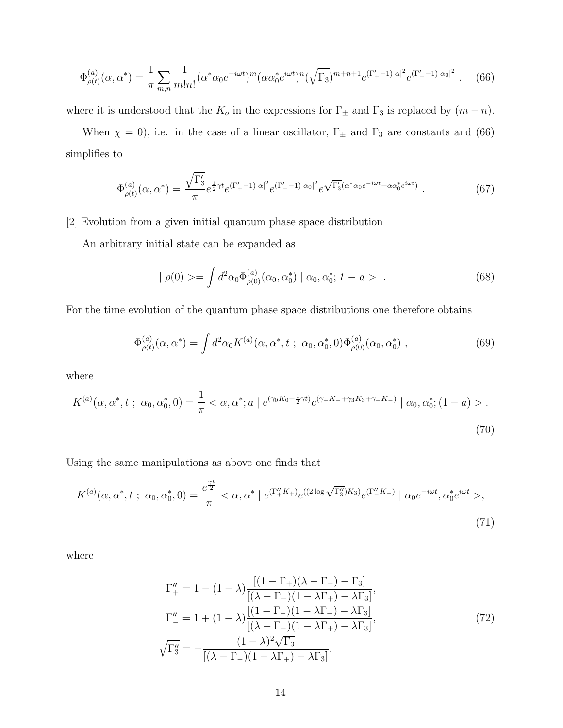$$\Phi^{(a)}_{\rho(t)}(\alpha, \alpha^*) = \frac{1}{\pi} \sum_{m,n} \frac{1}{m!n!} (\alpha^* \alpha_0 e^{-i\omega t})^m (\alpha \alpha_0^* e^{i\omega t})^n (\sqrt{\Gamma_3})^{m+n+1} e^{(\Gamma'_+ - 1)|\alpha|^2} e^{(\Gamma'_- - 1)|\alpha_0|^2} \; . \quad (66)$$

where it is understood that the $K_o$ in the expressions for $\Gamma_\pm$ and $\Gamma_3$ is replaced by $(m-n)$.

When $\chi = 0$), i.e. in the case of a linear oscillator, $\Gamma_\pm$ and $\Gamma_3$ are constants and (66) simplifies to

$$\Phi^{(a)}_{\rho(t)}(\alpha, \alpha^*) = \frac{\sqrt{\Gamma'_3}}{\pi} e^{\frac{1}{2}\gamma t} e^{(\Gamma'_+ - 1)|\alpha|^2} e^{(\Gamma'_- - 1)|\alpha_0|^2} e^{\sqrt{\Gamma'_3}(\alpha^* \alpha_0 e^{-i\omega t} + \alpha \alpha_0^* e^{i\omega t})} \; . \quad (67)$$

[2] Evolution from a given initial quantum phase space distribution

An arbitrary initial state can be expanded as

$$\mid \rho(0) >= \int d^2\alpha_0 \Phi^{(a)}_{\rho(0)}(\alpha_0, \alpha_0^*) \mid \alpha_0, \alpha_0^*; 1-a > \; . \quad (68)$$

For the time evolution of the quantum phase space distributions one therefore obtains

$$\Phi^{(a)}_{\rho(t)}(\alpha, \alpha^*) = \int d^2\alpha_0 K^{(a)}(\alpha, \alpha^*, t \; ; \; \alpha_0, \alpha_0^*, 0) \Phi^{(a)}_{\rho(0)}(\alpha_0, \alpha_0^*) \; , \quad (69)$$

where

$$K^{(a)}(\alpha, \alpha^*, t \; ; \; \alpha_0, \alpha_0^*, 0) = \frac{1}{\pi} < \alpha, \alpha^*; a \mid e^{(\gamma_0 K_0 + \frac{1}{2}\gamma t)} e^{(\gamma_+ K_+ + \gamma_3 K_3 + \gamma_- K_-)} \mid \alpha_0, \alpha_0^*; (1-a) > . \quad (70)$$

Using the same manipulations as above one finds that

$$K^{(a)}(\alpha, \alpha^*, t \; ; \; \alpha_0, \alpha_0^*, 0) = \frac{e^{\frac{\gamma t}{2}}}{\pi} < \alpha, \alpha^* \mid e^{(\Gamma''_+ K_+)} e^{((2 \log \sqrt{\Gamma''_3}) K_3)} e^{(\Gamma''_- K_-)} \mid \alpha_0 e^{-i\omega t}, \alpha_0^* e^{i\omega t} >, \quad (71)$$

where

$$\begin{aligned}
\Gamma''_+ &= 1 - (1-\lambda) \frac{[(1-\Gamma_+)(\lambda - \Gamma_-) - \Gamma_3]}{[(\lambda - \Gamma_-)(1 - \lambda\Gamma_+) - \lambda\Gamma_3]}, \\
\Gamma''_- &= 1 + (1-\lambda) \frac{[(1-\Gamma_-)(1 - \lambda\Gamma_+) - \lambda\Gamma_3]}{[(\lambda - \Gamma_-)(1 - \lambda\Gamma_+) - \lambda\Gamma_3]}, \\
\sqrt{\Gamma''_3} &= - \frac{(1-\lambda)^2 \sqrt{\Gamma_3}}{[(\lambda - \Gamma_-)(1 - \lambda\Gamma_+) - \lambda\Gamma_3]}.
\end{aligned} \quad (72)$$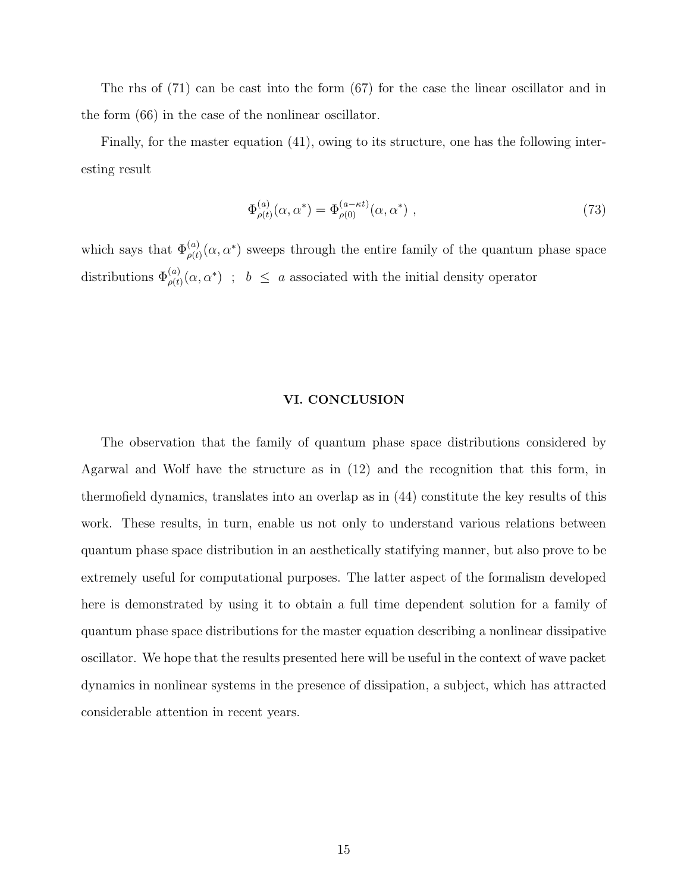The rhs of (71) can be cast into the form (67) for the case the linear oscillator and in the form (66) in the case of the nonlinear oscillator.

Finally, for the master equation (41), owing to its structure, one has the following interesting result

$$\Phi^{(a)}_{\rho(t)}(\alpha, \alpha^*) = \Phi^{(a-\kappa t)}_{\rho(0)}(\alpha, \alpha^*) \ , \tag{73}$$

which says that $\Phi^{(a)}_{\rho(t)}(\alpha, \alpha^*)$ sweeps through the entire family of the quantum phase space distributions $\Phi^{(a)}_{\rho(t)}(\alpha, \alpha^*)$ ; $b \ \leq \ a$ associated with the initial density operator

## VI. CONCLUSION

The observation that the family of quantum phase space distributions considered by Agarwal and Wolf have the structure as in (12) and the recognition that this form, in thermofield dynamics, translates into an overlap as in (44) constitute the key results of this work. These results, in turn, enable us not only to understand various relations between quantum phase space distribution in an aesthetically statifying manner, but also prove to be extremely useful for computational purposes. The latter aspect of the formalism developed here is demonstrated by using it to obtain a full time dependent solution for a family of quantum phase space distributions for the master equation describing a nonlinear dissipative oscillator. We hope that the results presented here will be useful in the context of wave packet dynamics in nonlinear systems in the presence of dissipation, a subject, which has attracted considerable attention in recent years.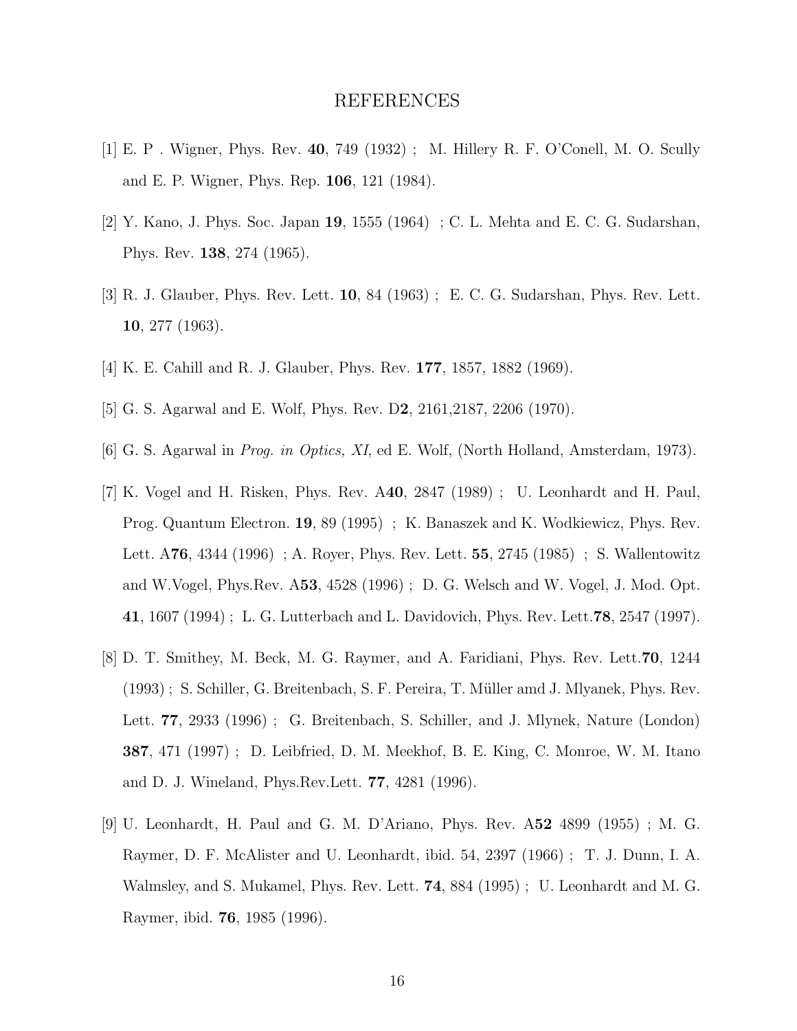# REFERENCES

[1] E. P . Wigner, Phys. Rev. **40**, 749 (1932) ; M. Hillery R. F. O'Conell, M. O. Scully and E. P. Wigner, Phys. Rep. **106**, 121 (1984).

[2] Y. Kano, J. Phys. Soc. Japan **19**, 1555 (1964) ; C. L. Mehta and E. C. G. Sudarshan, Phys. Rev. **138**, 274 (1965).

[3] R. J. Glauber, Phys. Rev. Lett. **10**, 84 (1963) ; E. C. G. Sudarshan, Phys. Rev. Lett. **10**, 277 (1963).

[4] K. E. Cahill and R. J. Glauber, Phys. Rev. **177**, 1857, 1882 (1969).

[5] G. S. Agarwal and E. Wolf, Phys. Rev. D**2**, 2161,2187, 2206 (1970).

[6] G. S. Agarwal in *Prog. in Optics, XI*, ed E. Wolf, (North Holland, Amsterdam, 1973).

[7] K. Vogel and H. Risken, Phys. Rev. A**40**, 2847 (1989) ; U. Leonhardt and H. Paul, Prog. Quantum Electron. **19**, 89 (1995) ; K. Banaszek and K. Wodkiewicz, Phys. Rev. Lett. A**76**, 4344 (1996) ; A. Royer, Phys. Rev. Lett. **55**, 2745 (1985) ; S. Wallentowitz and W.Vogel, Phys.Rev. A**53**, 4528 (1996) ; D. G. Welsch and W. Vogel, J. Mod. Opt. **41**, 1607 (1994) ; L. G. Lutterbach and L. Davidovich, Phys. Rev. Lett.**78**, 2547 (1997).

[8] D. T. Smithey, M. Beck, M. G. Raymer, and A. Faridiani, Phys. Rev. Lett.**70**, 1244 (1993) ; S. Schiller, G. Breitenbach, S. F. Pereira, T. Müller amd J. Mlyanek, Phys. Rev. Lett. **77**, 2933 (1996) ; G. Breitenbach, S. Schiller, and J. Mlynek, Nature (London) **387**, 471 (1997) ; D. Leibfried, D. M. Meekhof, B. E. King, C. Monroe, W. M. Itano and D. J. Wineland, Phys.Rev.Lett. **77**, 4281 (1996).

[9] U. Leonhardt, H. Paul and G. M. D'Ariano, Phys. Rev. A**52** 4899 (1955) ; M. G. Raymer, D. F. McAlister and U. Leonhardt, ibid. 54, 2397 (1966) ; T. J. Dunn, I. A. Walmsley, and S. Mukamel, Phys. Rev. Lett. **74**, 884 (1995) ; U. Leonhardt and M. G. Raymer, ibid. **76**, 1985 (1996).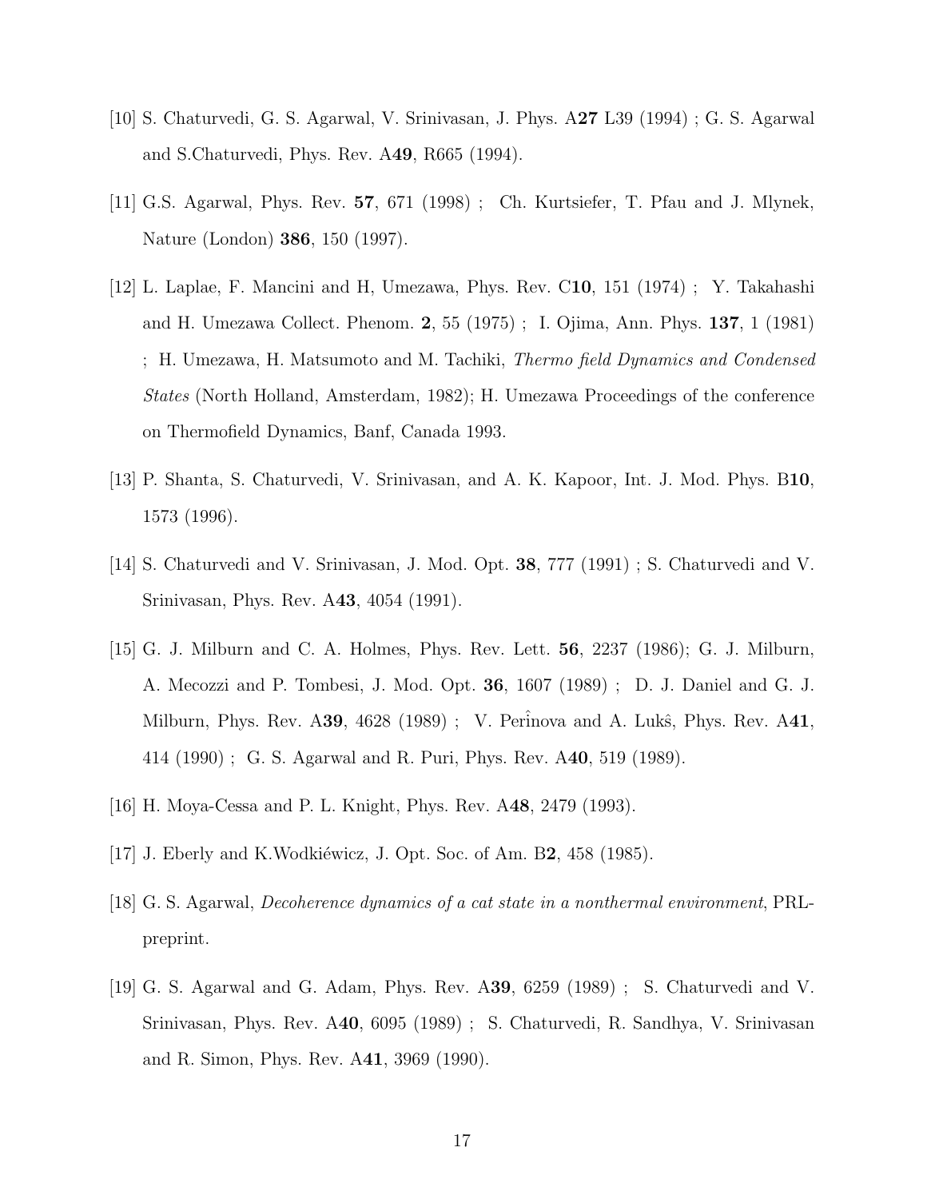[10] S. Chaturvedi, G. S. Agarwal, V. Srinivasan, J. Phys. A**27** L39 (1994) ; G. S. Agarwal and S.Chaturvedi, Phys. Rev. A**49**, R665 (1994).

[11] G.S. Agarwal, Phys. Rev. **57**, 671 (1998) ; Ch. Kurtsiefer, T. Pfau and J. Mlynek, Nature (London) **386**, 150 (1997).

[12] L. Laplae, F. Mancini and H, Umezawa, Phys. Rev. C**10**, 151 (1974) ; Y. Takahashi and H. Umezawa Collect. Phenom. **2**, 55 (1975) ; I. Ojima, Ann. Phys. **137**, 1 (1981) ; H. Umezawa, H. Matsumoto and M. Tachiki, *Thermo field Dynamics and Condensed States* (North Holland, Amsterdam, 1982); H. Umezawa Proceedings of the conference on Thermofield Dynamics, Banf, Canada 1993.

[13] P. Shanta, S. Chaturvedi, V. Srinivasan, and A. K. Kapoor, Int. J. Mod. Phys. B**10**, 1573 (1996).

[14] S. Chaturvedi and V. Srinivasan, J. Mod. Opt. **38**, 777 (1991) ; S. Chaturvedi and V. Srinivasan, Phys. Rev. A**43**, 4054 (1991).

[15] G. J. Milburn and C. A. Holmes, Phys. Rev. Lett. **56**, 2237 (1986); G. J. Milburn, A. Mecozzi and P. Tombesi, J. Mod. Opt. **36**, 1607 (1989) ; D. J. Daniel and G. J. Milburn, Phys. Rev. A**39**, 4628 (1989) ; V. Perînova and A. Lukŝ, Phys. Rev. A**41**, 414 (1990) ; G. S. Agarwal and R. Puri, Phys. Rev. A**40**, 519 (1989).

[16] H. Moya-Cessa and P. L. Knight, Phys. Rev. A**48**, 2479 (1993).

[17] J. Eberly and K.Wodkiéwicz, J. Opt. Soc. of Am. B**2**, 458 (1985).

[18] G. S. Agarwal, *Decoherence dynamics of a cat state in a nonthermal environment*, PRL-preprint.

[19] G. S. Agarwal and G. Adam, Phys. Rev. A**39**, 6259 (1989) ; S. Chaturvedi and V. Srinivasan, Phys. Rev. A**40**, 6095 (1989) ; S. Chaturvedi, R. Sandhya, V. Srinivasan and R. Simon, Phys. Rev. A**41**, 3969 (1990).